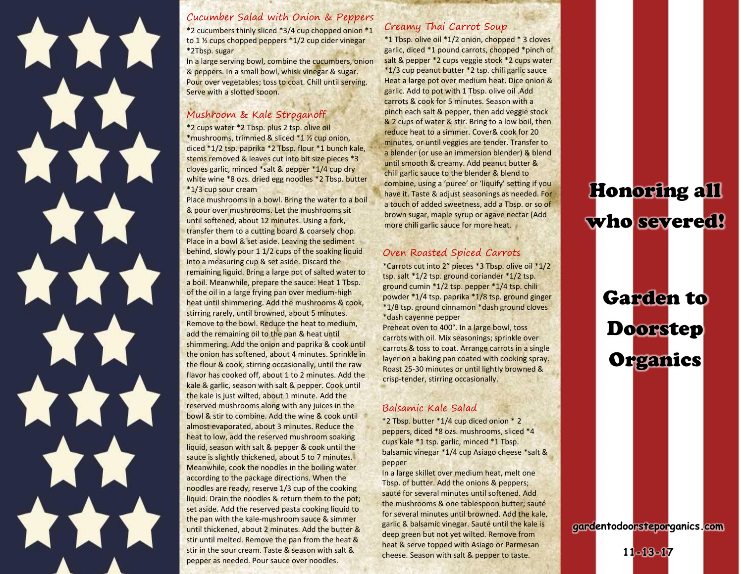## Cucumber Salad with Onion & Peppers

*2 cucumbers thinly sliced *3/4 cup chopped onion *1 to 1 ½ cups chopped peppers *1/2 cup cider vinegar *2Tbsp. sugar

In a large serving bowl, combine the cucumbers, onion & peppers. In a small bowl, whisk vinegar & sugar. Pour over vegetables; toss to coat. Chill until serving. Serve with a slotted spoon.

## Mushroom & Kale Stroganoff

*2 cups water *2 Tbsp. plus 2 tsp. olive oil *mushrooms, trimmed & sliced *1 ½ cup onion, diced *1/2 tsp. paprika *2 Tbsp. flour *1 bunch kale, stems removed & leaves cut into bit size pieces *3 cloves garlic, minced *salt & pepper *1/4 cup dry white wine *8 ozs. dried egg noodles *2 Tbsp. butter *1/3 cup sour cream

Place mushrooms in a bowl. Bring the water to a boil & pour over mushrooms. Let the mushrooms sit until softened, about 12 minutes. Using a fork, transfer them to a cutting board & coarsely chop. Place in a bowl & set aside. Leaving the sediment behind, slowly pour 1 1/2 cups of the soaking liquid into a measuring cup & set aside. Discard the remaining liquid. Bring a large pot of salted water to a boil. Meanwhile, prepare the sauce: Heat 1 Tbsp. of the oil in a large frying pan over medium-high heat until shimmering. Add the mushrooms & cook, stirring rarely, until browned, about 5 minutes. Remove to the bowl. Reduce the heat to medium, add the remaining oil to the pan & heat until shimmering. Add the onion and paprika & cook until the onion has softened, about 4 minutes. Sprinkle in the flour & cook, stirring occasionally, until the raw flavor has cooked off, about 1 to 2 minutes. Add the kale & garlic, season with salt & pepper. Cook until the kale is just wilted, about 1 minute. Add the reserved mushrooms along with any juices in the bowl & stir to combine. Add the wine & cook until almost evaporated, about 3 minutes. Reduce the heat to low, add the reserved mushroom soaking liquid, season with salt & pepper & cook until the sauce is slightly thickened, about 5 to 7 minutes. Meanwhile, cook the noodles in the boiling water according to the package directions. When the noodles are ready, reserve 1/3 cup of the cooking liquid. Drain the noodles & return them to the pot; set aside. Add the reserved pasta cooking liquid to the pan with the kale-mushroom sauce & simmer until thickened, about 2 minutes. Add the butter & stir until melted. Remove the pan from the heat & stir in the sour cream. Taste & season with salt & pepper as needed. Pour sauce over noodles.

## Creamy Thai Carrot Soup

*1 Tbsp. olive oil *1/2 onion, chopped * 3 cloves garlic, diced *1 pound carrots, chopped *pinch of salt & pepper *2 cups veggie stock *2 cups water *1/3 cup peanut butter *2 tsp. chili garlic sauce

Heat a large pot over medium heat. Dice onion & garlic. Add to pot with 1 Tbsp. olive oil .Add carrots & cook for 5 minutes. Season with a pinch each salt & pepper, then add veggie stock & 2 cups of water & stir. Bring to a low boil, then reduce heat to a simmer. Cover& cook for 20 minutes, or until veggies are tender. Transfer to a blender (or use an immersion blender) & blend until smooth & creamy. Add peanut butter & chili garlic sauce to the blender & blend to combine, using a 'puree' or 'liquify' setting if you have it. Taste & adjust seasonings as needed. For a touch of added sweetness, add a Tbsp. or so of brown sugar, maple syrup or agave nectar (Add more chili garlic sauce for more heat.

## Oven Roasted Spiced Carrots

*Carrots cut into 2" pieces *3 Tbsp. olive oil *1/2 tsp. salt *1/2 tsp. ground coriander *1/2 tsp. ground cumin *1/2 tsp. pepper *1/4 tsp. chili powder *1/4 tsp. paprika *1/8 tsp. ground ginger *1/8 tsp. ground cinnamon *dash ground cloves *dash cayenne pepper

Preheat oven to 400°. In a large bowl, toss carrots with oil. Mix seasonings; sprinkle over carrots & toss to coat. Arrange carrots in a single layer on a baking pan coated with cooking spray. Roast 25-30 minutes or until lightly browned & crisp-tender, stirring occasionally.

## Balsamic Kale Salad

*2 Tbsp. butter *1/4 cup diced onion * 2 peppers, diced *8 ozs. mushrooms, sliced *4 cups kale *1 tsp. garlic, minced *1 Tbsp. balsamic vinegar *1/4 cup Asiago cheese *salt & pepper

In a large skillet over medium heat, melt one Tbsp. of butter. Add the onions & peppers; sauté for several minutes until softened. Add the mushrooms & one tablespoon butter; sauté for several minutes until browned. Add the kale, garlic & balsamic vinegar. Sauté until the kale is deep green but not yet wilted. Remove from heat & serve topped with Asiago or Parmesan cheese. Season with salt & pepper to taste.

# Honoring all who severed!

# Garden to Doorstep Organics

gardentodoorsteporganics.com

11-13-17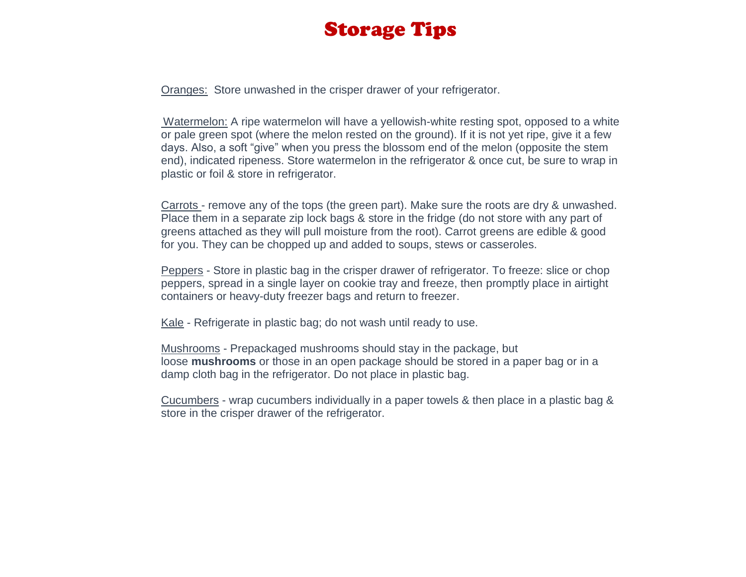# Storage Tips

Oranges: Store unwashed in the crisper drawer of your refrigerator.

Watermelon: A ripe watermelon will have a yellowish-white resting spot, opposed to a white or pale green spot (where the melon rested on the ground). If it is not yet ripe, give it a few days. Also, a soft "give" when you press the blossom end of the melon (opposite the stem end), indicated ripeness. Store watermelon in the refrigerator & once cut, be sure to wrap in plastic or foil & store in refrigerator.

Carrots - remove any of the tops (the green part). Make sure the roots are dry & unwashed. Place them in a separate zip lock bags & store in the fridge (do not store with any part of greens attached as they will pull moisture from the root). Carrot greens are edible & good for you. They can be chopped up and added to soups, stews or casseroles.

Peppers - Store in plastic bag in the crisper drawer of refrigerator. To freeze: slice or chop peppers, spread in a single layer on cookie tray and freeze, then promptly place in airtight containers or heavy-duty freezer bags and return to freezer.

Kale - Refrigerate in plastic bag; do not wash until ready to use.

Mushrooms - Prepackaged mushrooms should stay in the package, but loose **mushrooms** or those in an open package should be stored in a paper bag or in a damp cloth bag in the refrigerator. Do not place in plastic bag.

Cucumbers - wrap cucumbers individually in a paper towels & then place in a plastic bag & store in the crisper drawer of the refrigerator.